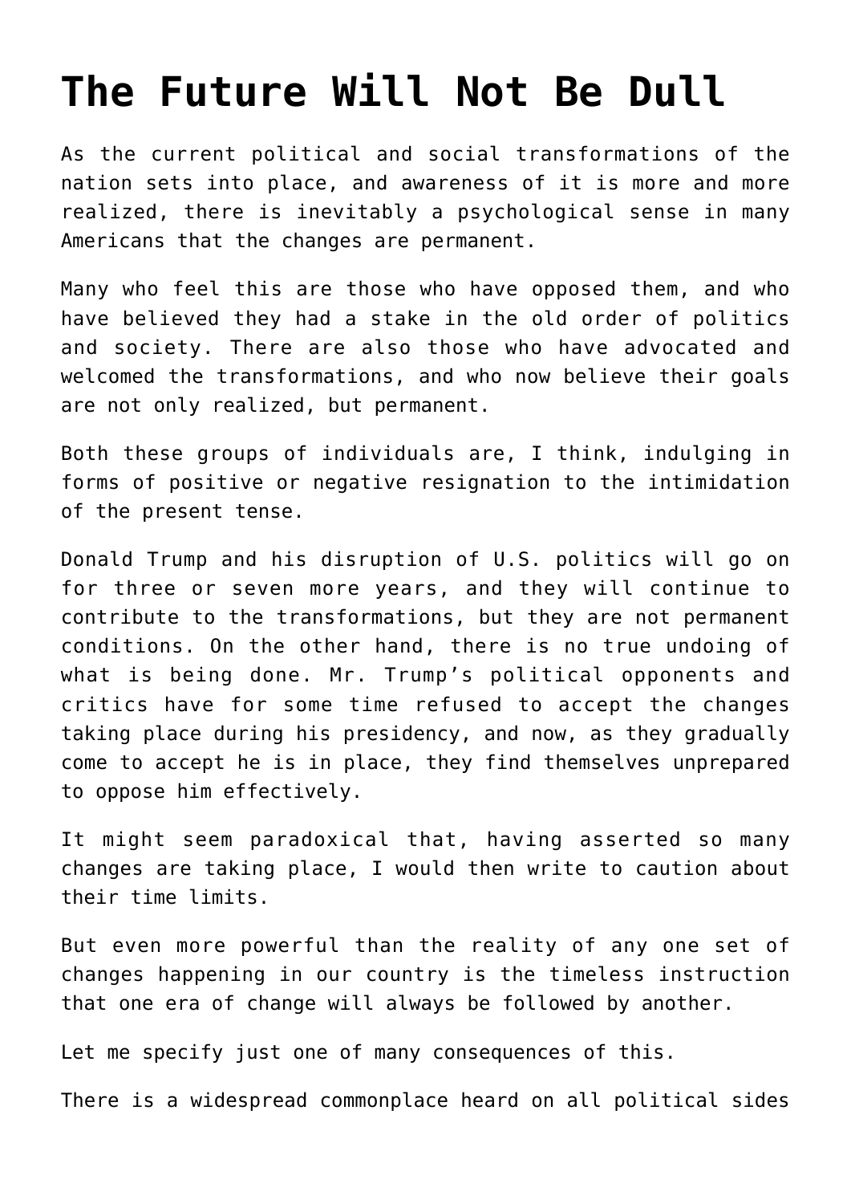# The Future Will Not Be Dull

As the current political and social transformations of the nation sets into place, and awareness of it is more and more realized, there is inevitably a psychological sense in many Americans that the changes are permanent.

Many who feel this are those who have opposed them, and who have believed they had a stake in the old order of politics and society. There are also those who have advocated and welcomed the transformations, and who now believe their goals are not only realized, but permanent.

Both these groups of individuals are, I think, indulging in forms of positive or negative resignation to the intimidation of the present tense.

Donald Trump and his disruption of U.S. politics will go on for three or seven more years, and they will continue to contribute to the transformations, but they are not permanent conditions. On the other hand, there is no true undoing of what is being done. Mr. Trump's political opponents and critics have for some time refused to accept the changes taking place during his presidency, and now, as they gradually come to accept he is in place, they find themselves unprepared to oppose him effectively.

It might seem paradoxical that, having asserted so many changes are taking place, I would then write to caution about their time limits.

But even more powerful than the reality of any one set of changes happening in our country is the timeless instruction that one era of change will always be followed by another.

Let me specify just one of many consequences of this.

There is a widespread commonplace heard on all political sides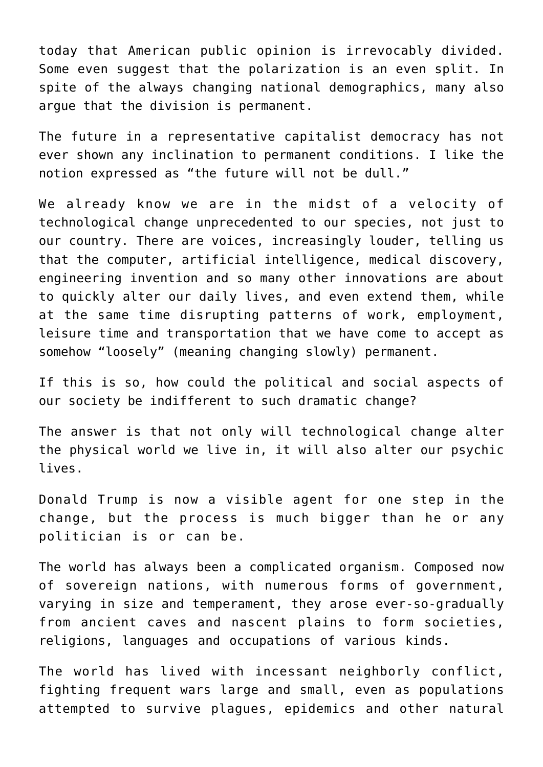today that American public opinion is irrevocably divided. Some even suggest that the polarization is an even split. In spite of the always changing national demographics, many also argue that the division is permanent.

The future in a representative capitalist democracy has not ever shown any inclination to permanent conditions. I like the notion expressed as "the future will not be dull."

We already know we are in the midst of a velocity of technological change unprecedented to our species, not just to our country. There are voices, increasingly louder, telling us that the computer, artificial intelligence, medical discovery, engineering invention and so many other innovations are about to quickly alter our daily lives, and even extend them, while at the same time disrupting patterns of work, employment, leisure time and transportation that we have come to accept as somehow "loosely" (meaning changing slowly) permanent.

If this is so, how could the political and social aspects of our society be indifferent to such dramatic change?

The answer is that not only will technological change alter the physical world we live in, it will also alter our psychic lives.

Donald Trump is now a visible agent for one step in the change, but the process is much bigger than he or any politician is or can be.

The world has always been a complicated organism. Composed now of sovereign nations, with numerous forms of government, varying in size and temperament, they arose ever-so-gradually from ancient caves and nascent plains to form societies, religions, languages and occupations of various kinds.

The world has lived with incessant neighborly conflict, fighting frequent wars large and small, even as populations attempted to survive plagues, epidemics and other natural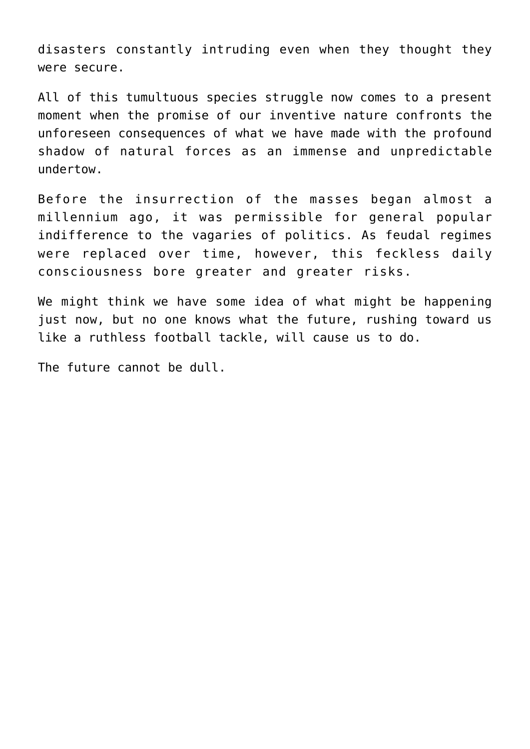disasters constantly intruding even when they thought they were secure.

All of this tumultuous species struggle now comes to a present moment when the promise of our inventive nature confronts the unforeseen consequences of what we have made with the profound shadow of natural forces as an immense and unpredictable undertow.

Before the insurrection of the masses began almost a millennium ago, it was permissible for general popular indifference to the vagaries of politics. As feudal regimes were replaced over time, however, this feckless daily consciousness bore greater and greater risks.

We might think we have some idea of what might be happening just now, but no one knows what the future, rushing toward us like a ruthless football tackle, will cause us to do.

The future cannot be dull.